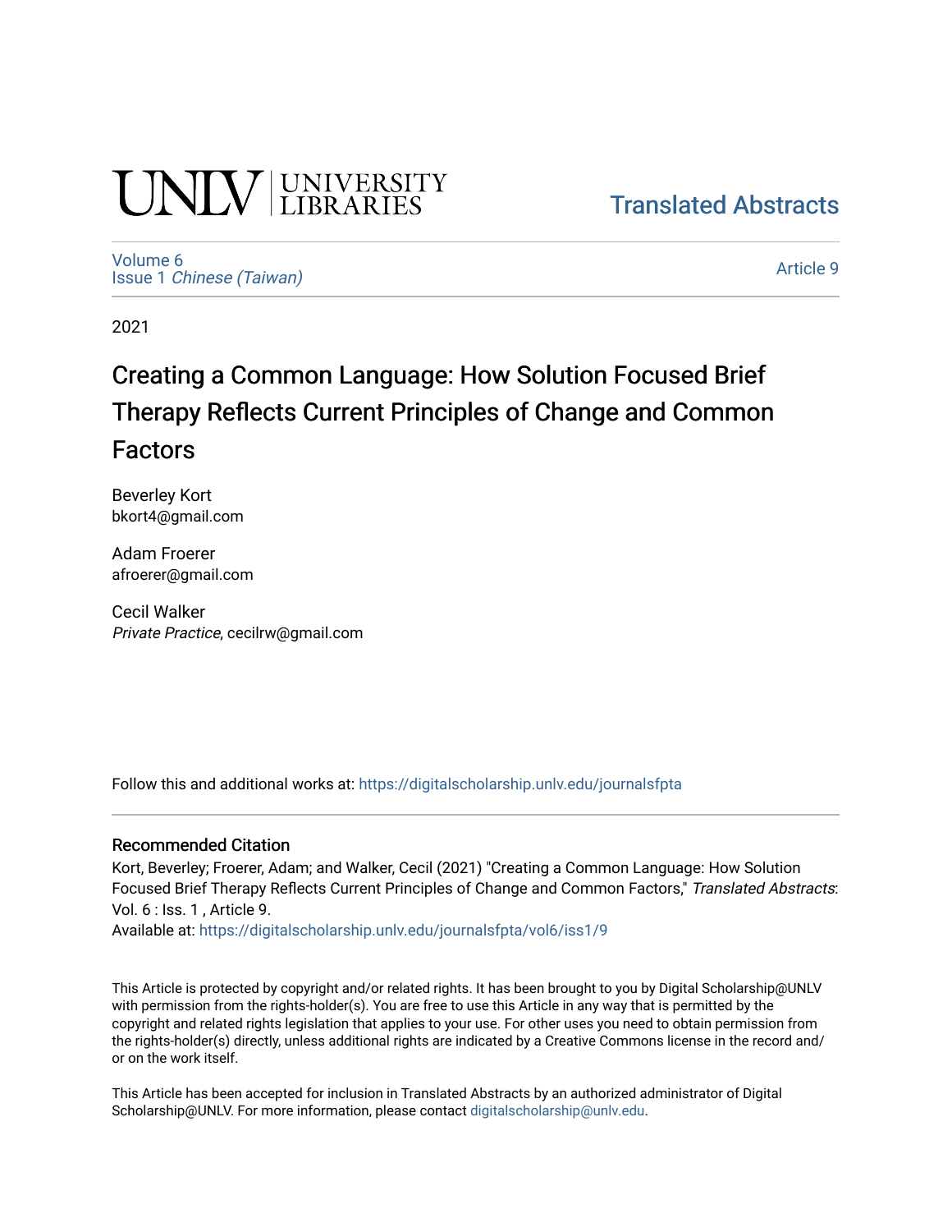UNLV | UNIVERSITY LIBRARIES

Translated Abstracts

Volume 6
Issue 1 *Chinese (Taiwan)*

Article 9

2021

# Creating a Common Language: How Solution Focused Brief Therapy Reflects Current Principles of Change and Common Factors

Beverley Kort
bkort4@gmail.com

Adam Froerer
afroerer@gmail.com

Cecil Walker
*Private Practice*, cecilrw@gmail.com

Follow this and additional works at: https://digitalscholarship.unlv.edu/journalsfpta

### Recommended Citation

Kort, Beverley; Froerer, Adam; and Walker, Cecil (2021) "Creating a Common Language: How Solution Focused Brief Therapy Reflects Current Principles of Change and Common Factors," *Translated Abstracts*: Vol. 6 : Iss. 1 , Article 9.
Available at: https://digitalscholarship.unlv.edu/journalsfpta/vol6/iss1/9

This Article is protected by copyright and/or related rights. It has been brought to you by Digital Scholarship@UNLV with permission from the rights-holder(s). You are free to use this Article in any way that is permitted by the copyright and related rights legislation that applies to your use. For other uses you need to obtain permission from the rights-holder(s) directly, unless additional rights are indicated by a Creative Commons license in the record and/ or on the work itself.

This Article has been accepted for inclusion in Translated Abstracts by an authorized administrator of Digital Scholarship@UNLV. For more information, please contact digitalscholarship@unlv.edu.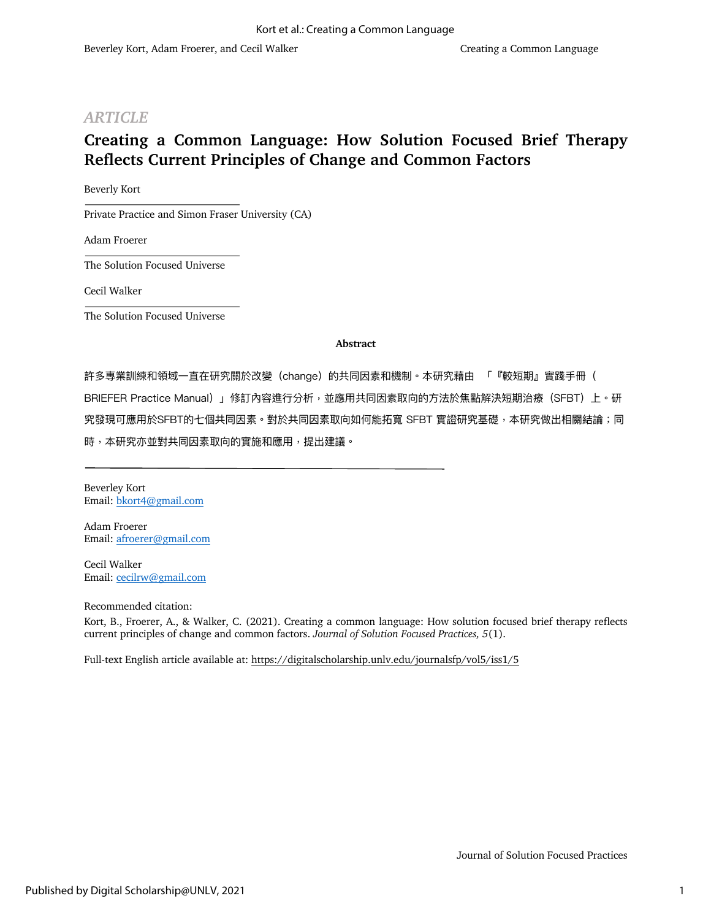*ARTICLE*

# Creating a Common Language: How Solution Focused Brief Therapy Reflects Current Principles of Change and Common Factors

Beverly Kort

Private Practice and Simon Fraser University (CA)

Adam Froerer

The Solution Focused Universe

Cecil Walker

The Solution Focused Universe

**Abstract**

許多專業訓練和領域一直在研究關於改變（change）的共同因素和機制。本研究藉由 「『較短期』實踐手冊（BRIEFER Practice Manual）」修訂內容進行分析，並應用共同因素取向的方法於焦點解決短期治療（SFBT）上。研究發現可應用於SFBT的七個共同因素。對於共同因素取向如何能拓寬 SFBT 實證研究基礎，本研究做出相關結論；同時，本研究亦並對共同因素取向的實施和應用，提出建議。

---

Beverley Kort
Email: bkort4@gmail.com

Adam Froerer
Email: afroerer@gmail.com

Cecil Walker
Email: cecilrw@gmail.com

Recommended citation:

Kort, B., Froerer, A., & Walker, C. (2021). Creating a common language: How solution focused brief therapy reflects current principles of change and common factors. *Journal of Solution Focused Practices, 5*(1).

Full-text English article available at: https://digitalscholarship.unlv.edu/journalsfp/vol5/iss1/5